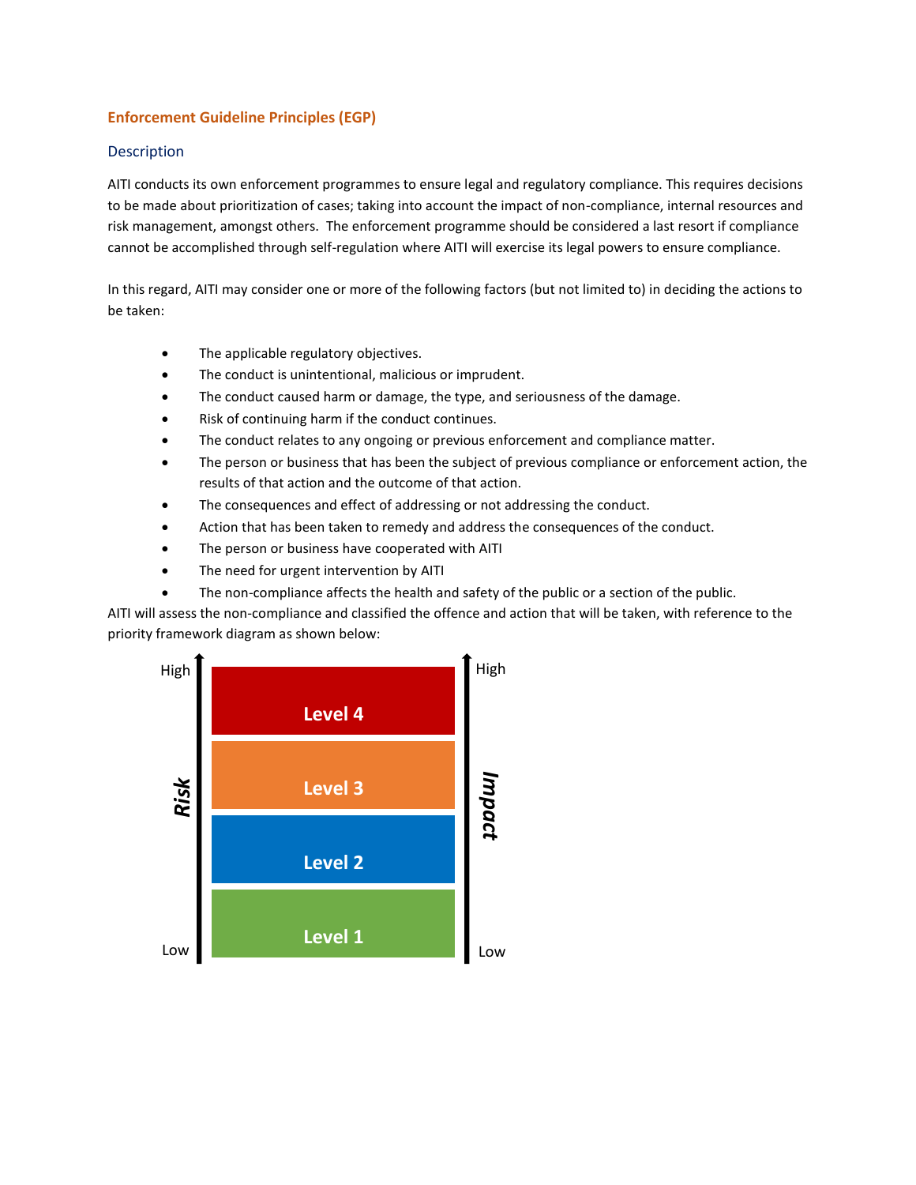## Enforcement Guideline Principles (EGP)

### Description

AITI conducts its own enforcement programmes to ensure legal and regulatory compliance. This requires decisions to be made about prioritization of cases; taking into account the impact of non-compliance, internal resources and risk management, amongst others. The enforcement programme should be considered a last resort if compliance cannot be accomplished through self-regulation where AITI will exercise its legal powers to ensure compliance.

In this regard, AITI may consider one or more of the following factors (but not limited to) in deciding the actions to be taken:

- The applicable regulatory objectives.
- The conduct is unintentional, malicious or imprudent.
- The conduct caused harm or damage, the type, and seriousness of the damage.
- Risk of continuing harm if the conduct continues.
- The conduct relates to any ongoing or previous enforcement and compliance matter.
- The person or business that has been the subject of previous compliance or enforcement action, the results of that action and the outcome of that action.
- The consequences and effect of addressing or not addressing the conduct.
- Action that has been taken to remedy and address the consequences of the conduct.
- The person or business have cooperated with AITI
- The need for urgent intervention by AITI
- The non-compliance affects the health and safety of the public or a section of the public.

AITI will assess the non-compliance and classified the offence and action that will be taken, with reference to the priority framework diagram as shown below:

| Risk | Level | Impact |
|---|---|---|
| High | Level 4 | High |
| | Level 3 | |
| | Level 2 | |
| Low | Level 1 | Low |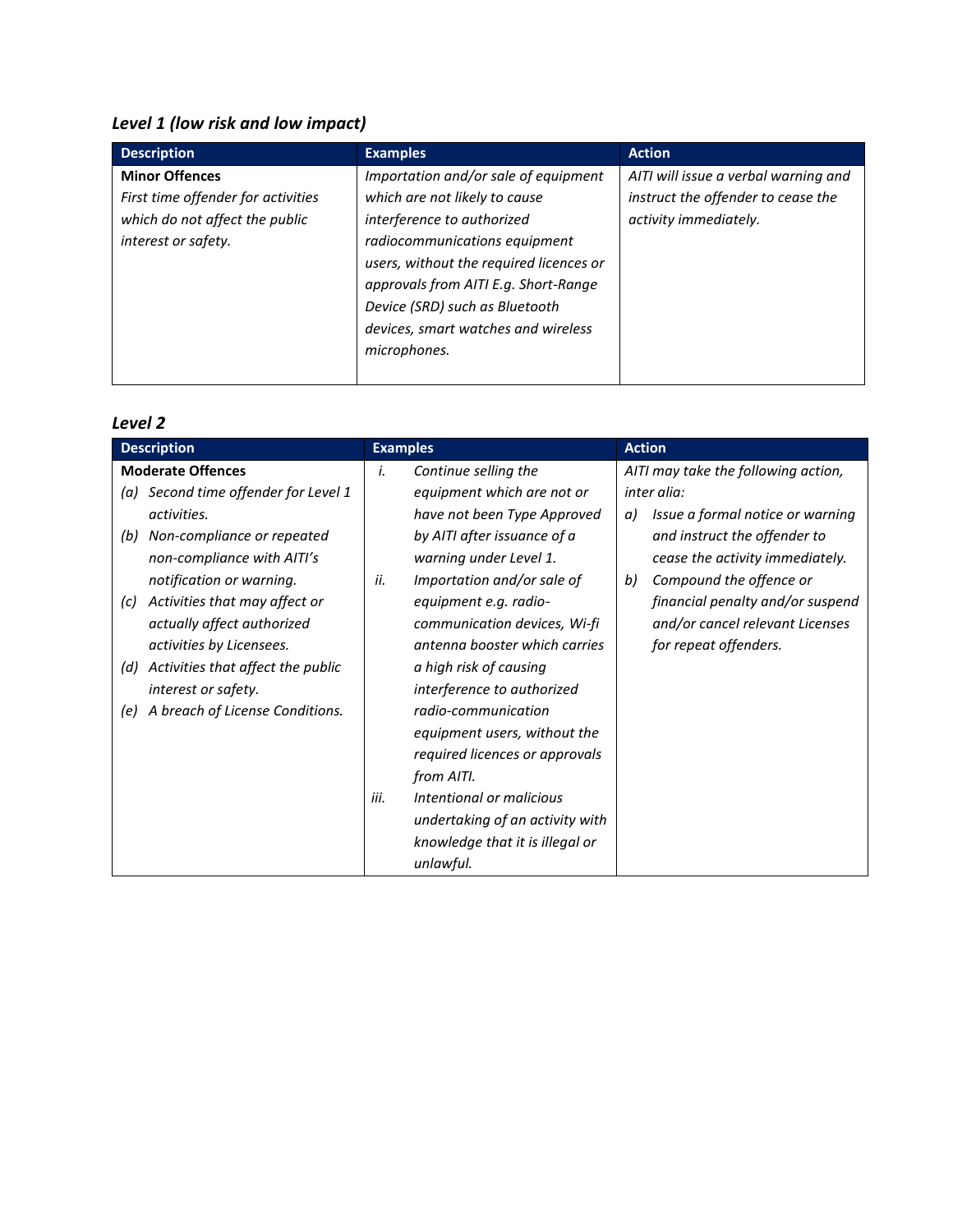### *Level 1 (low risk and low impact)*

| Description | Examples | Action |
|---|---|---|
| **Minor Offences**<br>*First time offender for activities which do not affect the public interest or safety.* | *Importation and/or sale of equipment which are not likely to cause interference to authorized radiocommunications equipment users, without the required licences or approvals from AITI E.g. Short-Range Device (SRD) such as Bluetooth devices, smart watches and wireless microphones.* | *AITI will issue a verbal warning and instruct the offender to cease the activity immediately.* |

### *Level 2*

| Description | Examples | Action |
|---|---|---|
| **Moderate Offences**<br>*(a) Second time offender for Level 1 activities.*<br>*(b) Non-compliance or repeated non-compliance with AITI's notification or warning.*<br>*(c) Activities that may affect or actually affect authorized activities by Licensees.*<br>*(d) Activities that affect the public interest or safety.*<br>*(e) A breach of License Conditions.* | *i. Continue selling the equipment which are not or have not been Type Approved by AITI after issuance of a warning under Level 1.*<br>*ii. Importation and/or sale of equipment e.g. radio-communication devices, Wi-fi antenna booster which carries a high risk of causing interference to authorized radio-communication equipment users, without the required licences or approvals from AITI.*<br>*iii. Intentional or malicious undertaking of an activity with knowledge that it is illegal or unlawful.* | *AITI may take the following action, inter alia:*<br>*a) Issue a formal notice or warning and instruct the offender to cease the activity immediately.*<br>*b) Compound the offence or financial penalty and/or suspend and/or cancel relevant Licenses for repeat offenders.* |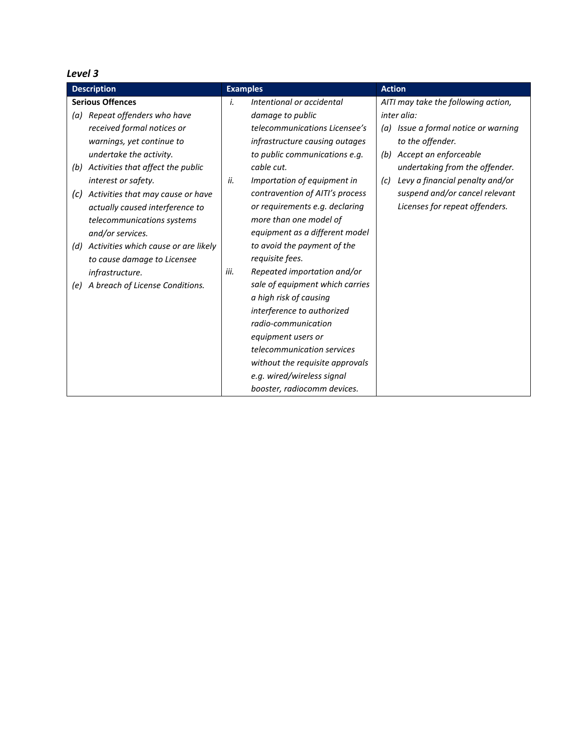### *Level 3*

| Description | Examples | Action |
|---|---|---|
| **Serious Offences**<br>*(a) Repeat offenders who have received formal notices or warnings, yet continue to undertake the activity.*<br>*(b) Activities that affect the public interest or safety.*<br>*(c) Activities that may cause or have actually caused interference to telecommunications systems and/or services.*<br>*(d) Activities which cause or are likely to cause damage to Licensee infrastructure.*<br>*(e) A breach of License Conditions.* | *i. Intentional or accidental damage to public telecommunications Licensee's infrastructure causing outages to public communications e.g. cable cut.*<br>*ii. Importation of equipment in contravention of AITI's process or requirements e.g. declaring more than one model of equipment as a different model to avoid the payment of the requisite fees.*<br>*iii. Repeated importation and/or sale of equipment which carries a high risk of causing interference to authorized radio-communication equipment users or telecommunication services without the requisite approvals e.g. wired/wireless signal booster, radiocomm devices.* | *AITI may take the following action, inter alia:*<br>*(a) Issue a formal notice or warning to the offender.*<br>*(b) Accept an enforceable undertaking from the offender.*<br>*(c) Levy a financial penalty and/or suspend and/or cancel relevant Licenses for repeat offenders.* |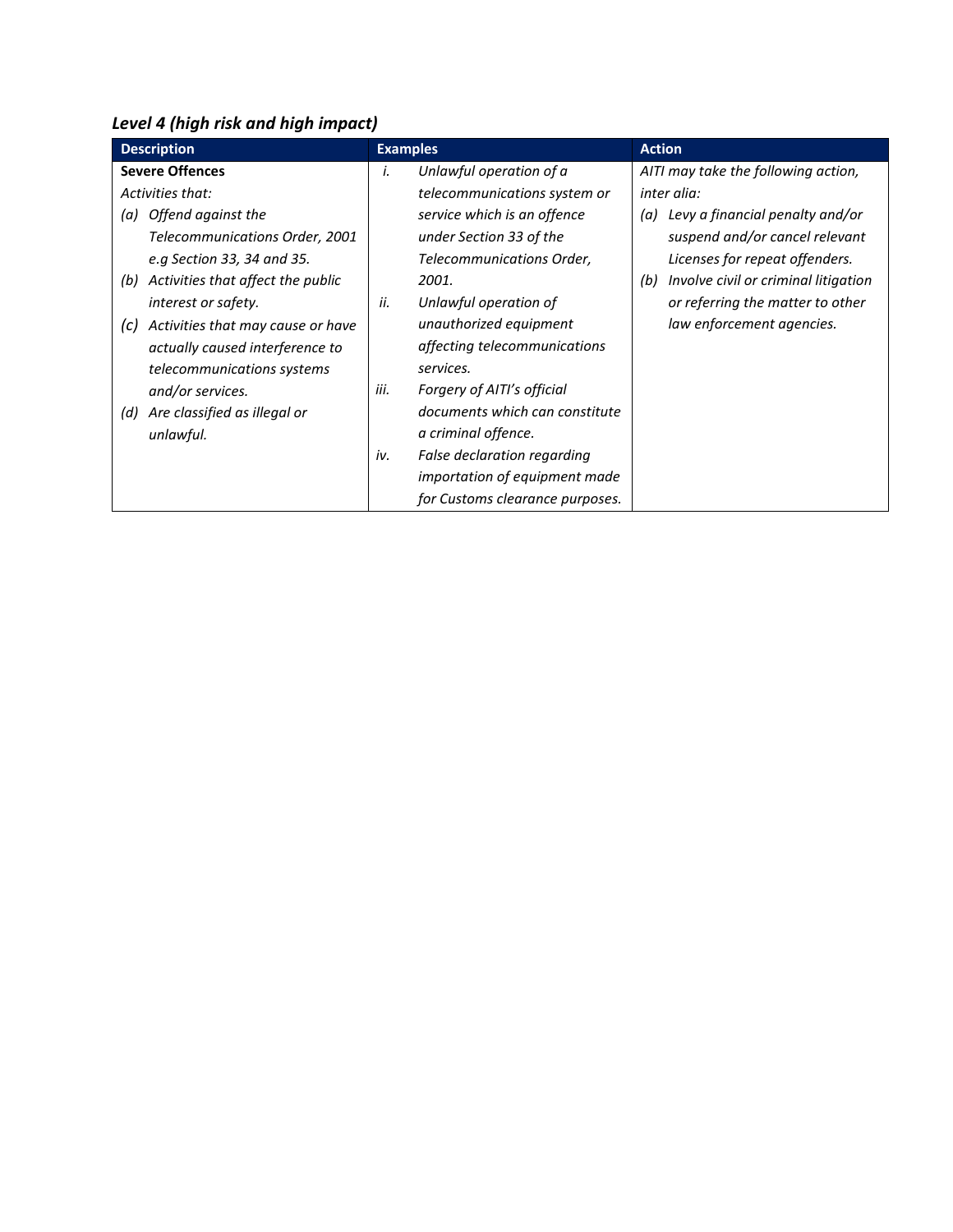*Level 4 (high risk and high impact)*

| Description | Examples | Action |
|---|---|---|
| **Severe Offences**<br>*Activities that:*<br>*(a) Offend against the Telecommunications Order, 2001 e.g Section 33, 34 and 35.*<br>*(b) Activities that affect the public interest or safety.*<br>*(c) Activities that may cause or have actually caused interference to telecommunications systems and/or services.*<br>*(d) Are classified as illegal or unlawful.* | *i. Unlawful operation of a telecommunications system or service which is an offence under Section 33 of the Telecommunications Order, 2001.*<br>*ii. Unlawful operation of unauthorized equipment affecting telecommunications services.*<br>*iii. Forgery of AITI's official documents which can constitute a criminal offence.*<br>*iv. False declaration regarding importation of equipment made for Customs clearance purposes.* | *AITI may take the following action, inter alia:*<br>*(a) Levy a financial penalty and/or suspend and/or cancel relevant Licenses for repeat offenders.*<br>*(b) Involve civil or criminal litigation or referring the matter to other law enforcement agencies.* |